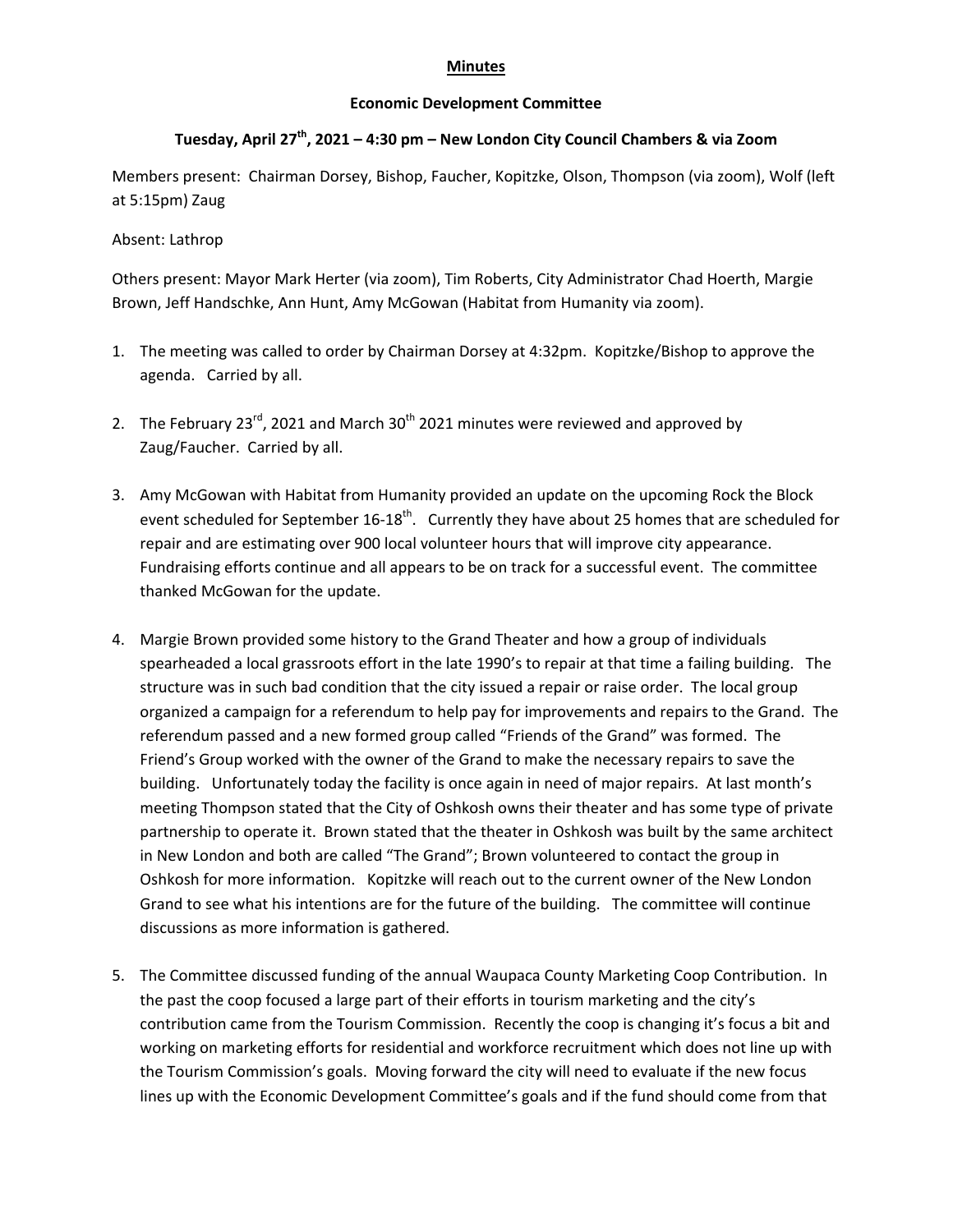**Minutes**

**Economic Development Committee**

**Tuesday, April 27th, 2021 – 4:30 pm – New London City Council Chambers & via Zoom**

Members present: Chairman Dorsey, Bishop, Faucher, Kopitzke, Olson, Thompson (via zoom), Wolf (left at 5:15pm) Zaug

Absent: Lathrop

Others present: Mayor Mark Herter (via zoom), Tim Roberts, City Administrator Chad Hoerth, Margie Brown, Jeff Handschke, Ann Hunt, Amy McGowan (Habitat from Humanity via zoom).

1. The meeting was called to order by Chairman Dorsey at 4:32pm. Kopitzke/Bishop to approve the agenda. Carried by all.

2. The February 23rd, 2021 and March 30th 2021 minutes were reviewed and approved by Zaug/Faucher. Carried by all.

3. Amy McGowan with Habitat from Humanity provided an update on the upcoming Rock the Block event scheduled for September 16-18th. Currently they have about 25 homes that are scheduled for repair and are estimating over 900 local volunteer hours that will improve city appearance. Fundraising efforts continue and all appears to be on track for a successful event. The committee thanked McGowan for the update.

4. Margie Brown provided some history to the Grand Theater and how a group of individuals spearheaded a local grassroots effort in the late 1990's to repair at that time a failing building. The structure was in such bad condition that the city issued a repair or raise order. The local group organized a campaign for a referendum to help pay for improvements and repairs to the Grand. The referendum passed and a new formed group called "Friends of the Grand" was formed. The Friend's Group worked with the owner of the Grand to make the necessary repairs to save the building. Unfortunately today the facility is once again in need of major repairs. At last month's meeting Thompson stated that the City of Oshkosh owns their theater and has some type of private partnership to operate it. Brown stated that the theater in Oshkosh was built by the same architect in New London and both are called "The Grand"; Brown volunteered to contact the group in Oshkosh for more information. Kopitzke will reach out to the current owner of the New London Grand to see what his intentions are for the future of the building. The committee will continue discussions as more information is gathered.

5. The Committee discussed funding of the annual Waupaca County Marketing Coop Contribution. In the past the coop focused a large part of their efforts in tourism marketing and the city's contribution came from the Tourism Commission. Recently the coop is changing it's focus a bit and working on marketing efforts for residential and workforce recruitment which does not line up with the Tourism Commission's goals. Moving forward the city will need to evaluate if the new focus lines up with the Economic Development Committee's goals and if the fund should come from that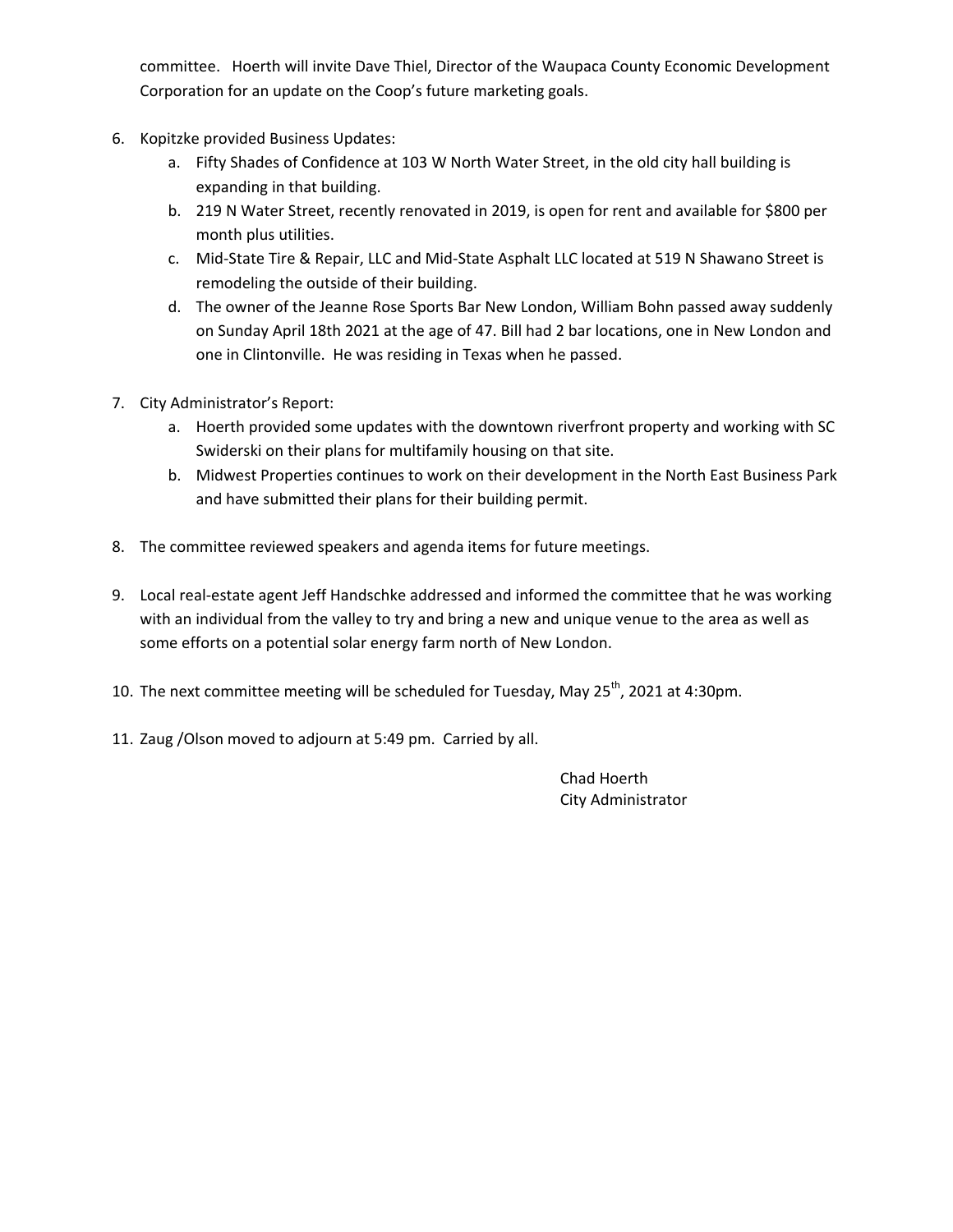committee. Hoerth will invite Dave Thiel, Director of the Waupaca County Economic Development Corporation for an update on the Coop's future marketing goals.

6. Kopitzke provided Business Updates:
   a. Fifty Shades of Confidence at 103 W North Water Street, in the old city hall building is expanding in that building.
   b. 219 N Water Street, recently renovated in 2019, is open for rent and available for $800 per month plus utilities.
   c. Mid-State Tire & Repair, LLC and Mid-State Asphalt LLC located at 519 N Shawano Street is remodeling the outside of their building.
   d. The owner of the Jeanne Rose Sports Bar New London, William Bohn passed away suddenly on Sunday April 18th 2021 at the age of 47. Bill had 2 bar locations, one in New London and one in Clintonville. He was residing in Texas when he passed.

7. City Administrator's Report:
   a. Hoerth provided some updates with the downtown riverfront property and working with SC Swiderski on their plans for multifamily housing on that site.
   b. Midwest Properties continues to work on their development in the North East Business Park and have submitted their plans for their building permit.

8. The committee reviewed speakers and agenda items for future meetings.

9. Local real-estate agent Jeff Handschke addressed and informed the committee that he was working with an individual from the valley to try and bring a new and unique venue to the area as well as some efforts on a potential solar energy farm north of New London.

10. The next committee meeting will be scheduled for Tuesday, May 25th, 2021 at 4:30pm.

11. Zaug /Olson moved to adjourn at 5:49 pm. Carried by all.

Chad Hoerth
City Administrator